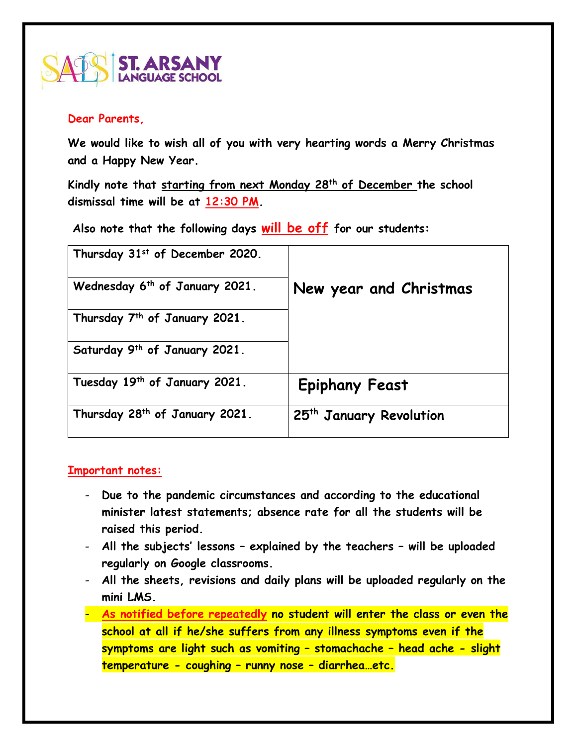**ST. ARSANY LANGUAGE SCHOOL**

**Dear Parents,**

**We would like to wish all of you with very hearting words a Merry Christmas and a Happy New Year.**

**Kindly note that <u>starting from next Monday 28th of December</u> the school dismissal time will be at <u>12:30 PM</u>.**

**Also note that the following days <u>will be off</u> for our students:**

| | |
|---|---|
| Thursday 31st of December 2020. | New year and Christmas |
| Wednesday 6th of January 2021. | |
| Thursday 7th of January 2021. | |
| Saturday 9th of January 2021. | |
| Tuesday 19th of January 2021. | Epiphany Feast |
| Thursday 28th of January 2021. | 25th January Revolution |

**<u>Important notes:</u>**

- **Due to the pandemic circumstances and according to the educational minister latest statements; absence rate for all the students will be raised this period.**
- **All the subjects' lessons – explained by the teachers – will be uploaded regularly on Google classrooms.**
- **All the sheets, revisions and daily plans will be uploaded regularly on the mini LMS.**
- **<u>As notified before repeatedly</u> no student will enter the class or even the school at all if he/she suffers from any illness symptoms even if the symptoms are light such as vomiting – stomachache – head ache - slight temperature - coughing – runny nose – diarrhea…etc.**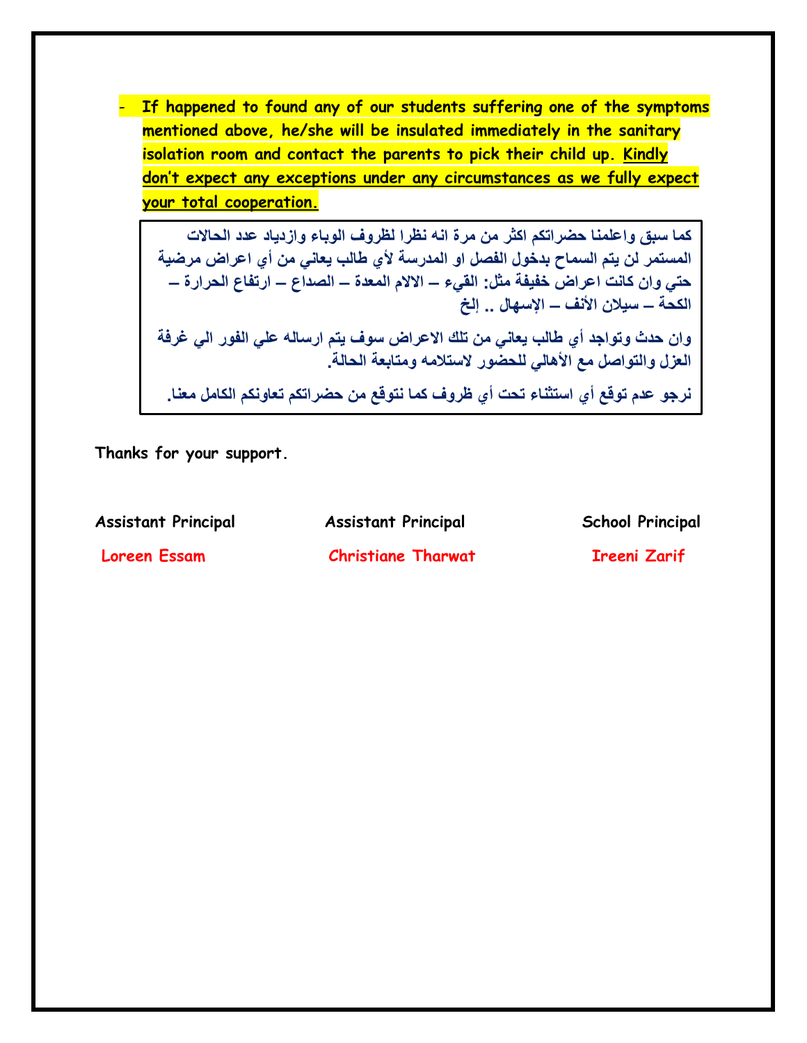- **If happened to found any of our students suffering one of the symptoms mentioned above, he/she will be insulated immediately in the sanitary isolation room and contact the parents to pick their child up. <u>Kindly don't expect any exceptions under any circumstances as we fully expect your total cooperation.</u>**

**كما سبق واعلمنا حضراتكم اكثر من مرة انه نظرا لظروف الوباء وازدياد عدد الحالات المستمر لن يتم السماح بدخول الفصل او المدرسة لأي طالب يعاني من أي اعراض مرضية حتي وان كانت اعراض خفيفة مثل: القيء – الالام المعدة – الصداع – ارتفاع الحرارة – الكحة – سيلان الأنف – الإسهال .. إلخ**

**وان حدث وتواجد أي طالب يعاني من تلك الاعراض سوف يتم ارساله علي الفور الي غرفة العزل والتواصل مع الأهالي للحضور لاستلامه ومتابعة الحالة.**

**نرجو عدم توقع أي استثناء تحت أي ظروف كما نتوقع من حضراتكم تعاونكم الكامل معنا.**

**Thanks for your support.**

| Assistant Principal | Assistant Principal | School Principal |
|---|---|---|
| Loreen Essam | Christiane Tharwat | Ireeni Zarif |